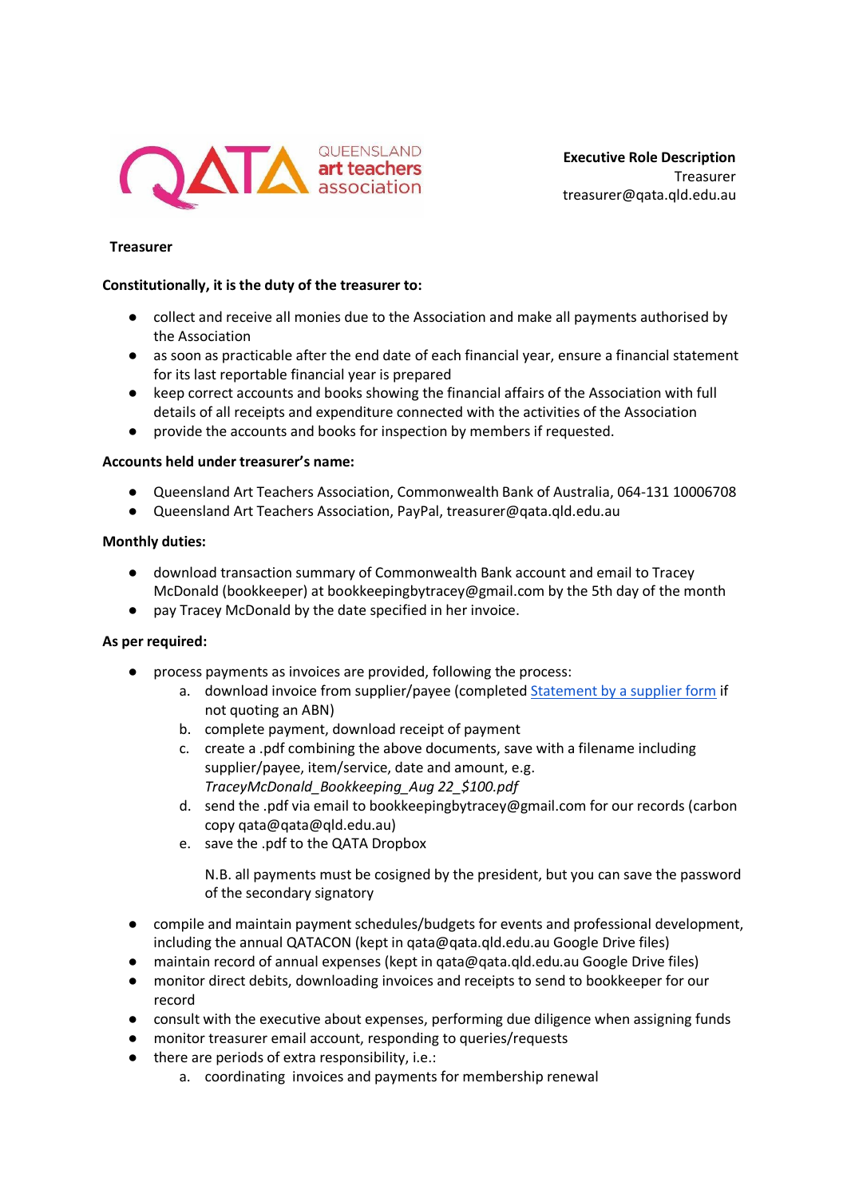QUEENSLAND art teachers association

**Executive Role Description**
Treasurer
treasurer@qata.qld.edu.au

**Treasurer**

**Constitutionally, it is the duty of the treasurer to:**

- collect and receive all monies due to the Association and make all payments authorised by the Association
- as soon as practicable after the end date of each financial year, ensure a financial statement for its last reportable financial year is prepared
- keep correct accounts and books showing the financial affairs of the Association with full details of all receipts and expenditure connected with the activities of the Association
- provide the accounts and books for inspection by members if requested.

**Accounts held under treasurer's name:**

- Queensland Art Teachers Association, Commonwealth Bank of Australia, 064-131 10006708
- Queensland Art Teachers Association, PayPal, treasurer@qata.qld.edu.au

**Monthly duties:**

- download transaction summary of Commonwealth Bank account and email to Tracey McDonald (bookkeeper) at bookkeepingbytracey@gmail.com by the 5th day of the month
- pay Tracey McDonald by the date specified in her invoice.

**As per required:**

- process payments as invoices are provided, following the process:
    a. download invoice from supplier/payee (completed [Statement by a supplier form]() if not quoting an ABN)
    b. complete payment, download receipt of payment
    c. create a .pdf combining the above documents, save with a filename including supplier/payee, item/service, date and amount, e.g. *TraceyMcDonald_Bookkeeping_Aug 22_$100.pdf*
    d. send the .pdf via email to bookkeepingbytracey@gmail.com for our records (carbon copy qata@qata@qld.edu.au)
    e. save the .pdf to the QATA Dropbox

    N.B. all payments must be cosigned by the president, but you can save the password of the secondary signatory

- compile and maintain payment schedules/budgets for events and professional development, including the annual QATACON (kept in qata@qata.qld.edu.au Google Drive files)
- maintain record of annual expenses (kept in qata@qata.qld.edu.au Google Drive files)
- monitor direct debits, downloading invoices and receipts to send to bookkeeper for our record
- consult with the executive about expenses, performing due diligence when assigning funds
- monitor treasurer email account, responding to queries/requests
- there are periods of extra responsibility, i.e.:
    a. coordinating invoices and payments for membership renewal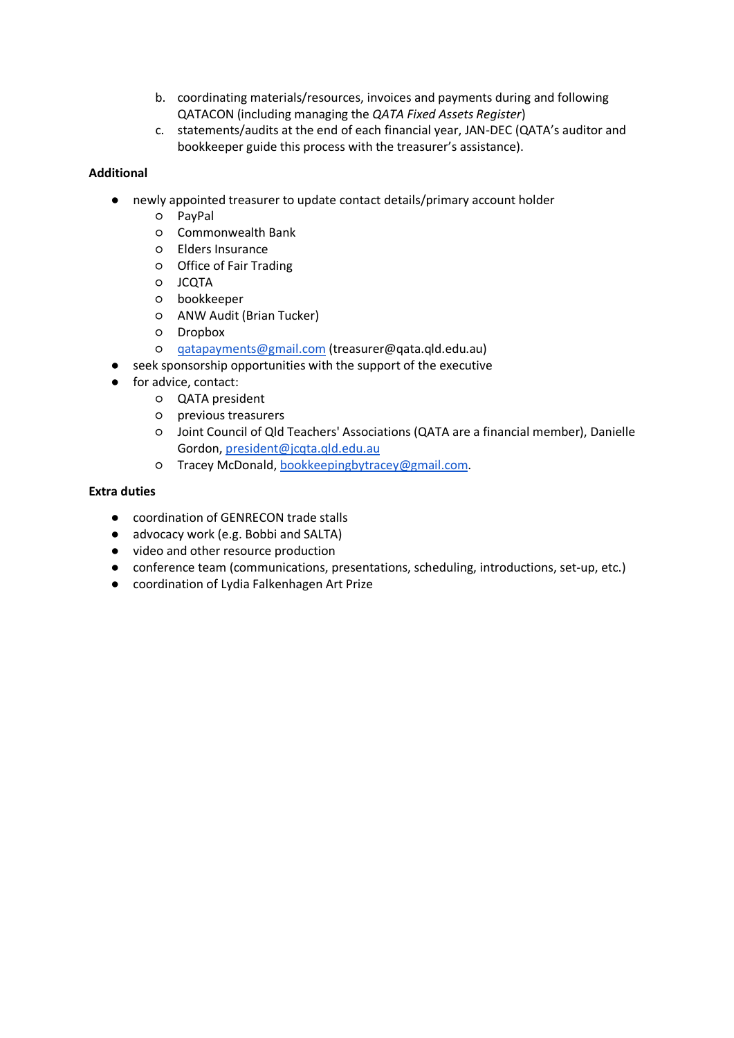b. coordinating materials/resources, invoices and payments during and following QATACON (including managing the *QATA Fixed Assets Register*)
c. statements/audits at the end of each financial year, JAN-DEC (QATA's auditor and bookkeeper guide this process with the treasurer's assistance).

**Additional**

- newly appointed treasurer to update contact details/primary account holder
  - PayPal
  - Commonwealth Bank
  - Elders Insurance
  - Office of Fair Trading
  - JCQTA
  - bookkeeper
  - ANW Audit (Brian Tucker)
  - Dropbox
  - qatapayments@gmail.com (treasurer@qata.qld.edu.au)
- seek sponsorship opportunities with the support of the executive
- for advice, contact:
  - QATA president
  - previous treasurers
  - Joint Council of Qld Teachers' Associations (QATA are a financial member), Danielle Gordon, president@jcqta.qld.edu.au
  - Tracey McDonald, bookkeepingbytracey@gmail.com.

**Extra duties**

- coordination of GENRECON trade stalls
- advocacy work (e.g. Bobbi and SALTA)
- video and other resource production
- conference team (communications, presentations, scheduling, introductions, set-up, etc.)
- coordination of Lydia Falkenhagen Art Prize